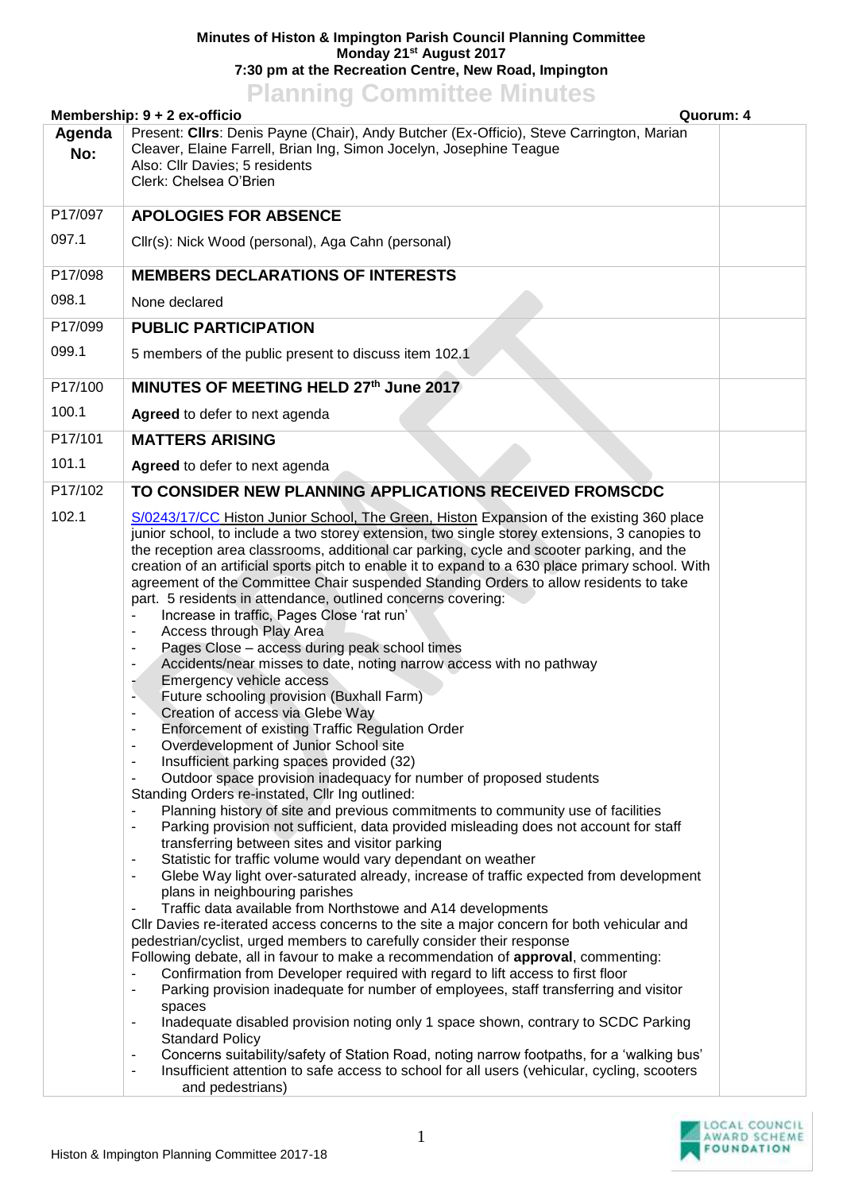**Minutes of Histon & Impington Parish Council Planning Committee**
**Monday 21st August 2017**
**7:30 pm at the Recreation Centre, New Road, Impington**

# Planning Committee Minutes

**Membership: 9 + 2 ex-officio** — **Quorum: 4**

| Agenda No: | | |
|---|---|---|
| | Present: **Cllrs**: Denis Payne (Chair), Andy Butcher (Ex-Officio), Steve Carrington, Marian Cleaver, Elaine Farrell, Brian Ing, Simon Jocelyn, Josephine Teague<br>Also: Cllr Davies; 5 residents<br>Clerk: Chelsea O'Brien | |
| P17/097 | **APOLOGIES FOR ABSENCE** | |
| 097.1 | Cllr(s): Nick Wood (personal), Aga Cahn (personal) | |
| P17/098 | **MEMBERS DECLARATIONS OF INTERESTS** | |
| 098.1 | None declared | |
| P17/099 | **PUBLIC PARTICIPATION** | |
| 099.1 | 5 members of the public present to discuss item 102.1 | |
| P17/100 | **MINUTES OF MEETING HELD 27th June 2017** | |
| 100.1 | **Agreed** to defer to next agenda | |
| P17/101 | **MATTERS ARISING** | |
| 101.1 | **Agreed** to defer to next agenda | |
| P17/102 | **TO CONSIDER NEW PLANNING APPLICATIONS RECEIVED FROMSCDC** | |
| 102.1 | S/0243/17/CC Histon Junior School, The Green, Histon Expansion of the existing 360 place junior school, to include a two storey extension, two single storey extensions, 3 canopies to the reception area classrooms, additional car parking, cycle and scooter parking, and the creation of an artificial sports pitch to enable it to expand to a 630 place primary school. With agreement of the Committee Chair suspended Standing Orders to allow residents to take part. 5 residents in attendance, outlined concerns covering:<br>- Increase in traffic, Pages Close 'rat run'<br>- Access through Play Area<br>- Pages Close – access during peak school times<br>- Accidents/near misses to date, noting narrow access with no pathway<br>- Emergency vehicle access<br>- Future schooling provision (Buxhall Farm)<br>- Creation of access via Glebe Way<br>- Enforcement of existing Traffic Regulation Order<br>- Overdevelopment of Junior School site<br>- Insufficient parking spaces provided (32)<br>- Outdoor space provision inadequacy for number of proposed students<br>Standing Orders re-instated, Cllr Ing outlined:<br>- Planning history of site and previous commitments to community use of facilities<br>- Parking provision not sufficient, data provided misleading does not account for staff transferring between sites and visitor parking<br>- Statistic for traffic volume would vary dependant on weather<br>- Glebe Way light over-saturated already, increase of traffic expected from development plans in neighbouring parishes<br>- Traffic data available from Northstowe and A14 developments<br>Cllr Davies re-iterated access concerns to the site a major concern for both vehicular and pedestrian/cyclist, urged members to carefully consider their response<br>Following debate, all in favour to make a recommendation of **approval**, commenting:<br>- Confirmation from Developer required with regard to lift access to first floor<br>- Parking provision inadequate for number of employees, staff transferring and visitor spaces<br>- Inadequate disabled provision noting only 1 space shown, contrary to SCDC Parking Standard Policy<br>- Concerns suitability/safety of Station Road, noting narrow footpaths, for a 'walking bus'<br>- Insufficient attention to safe access to school for all users (vehicular, cycling, scooters and pedestrians) | |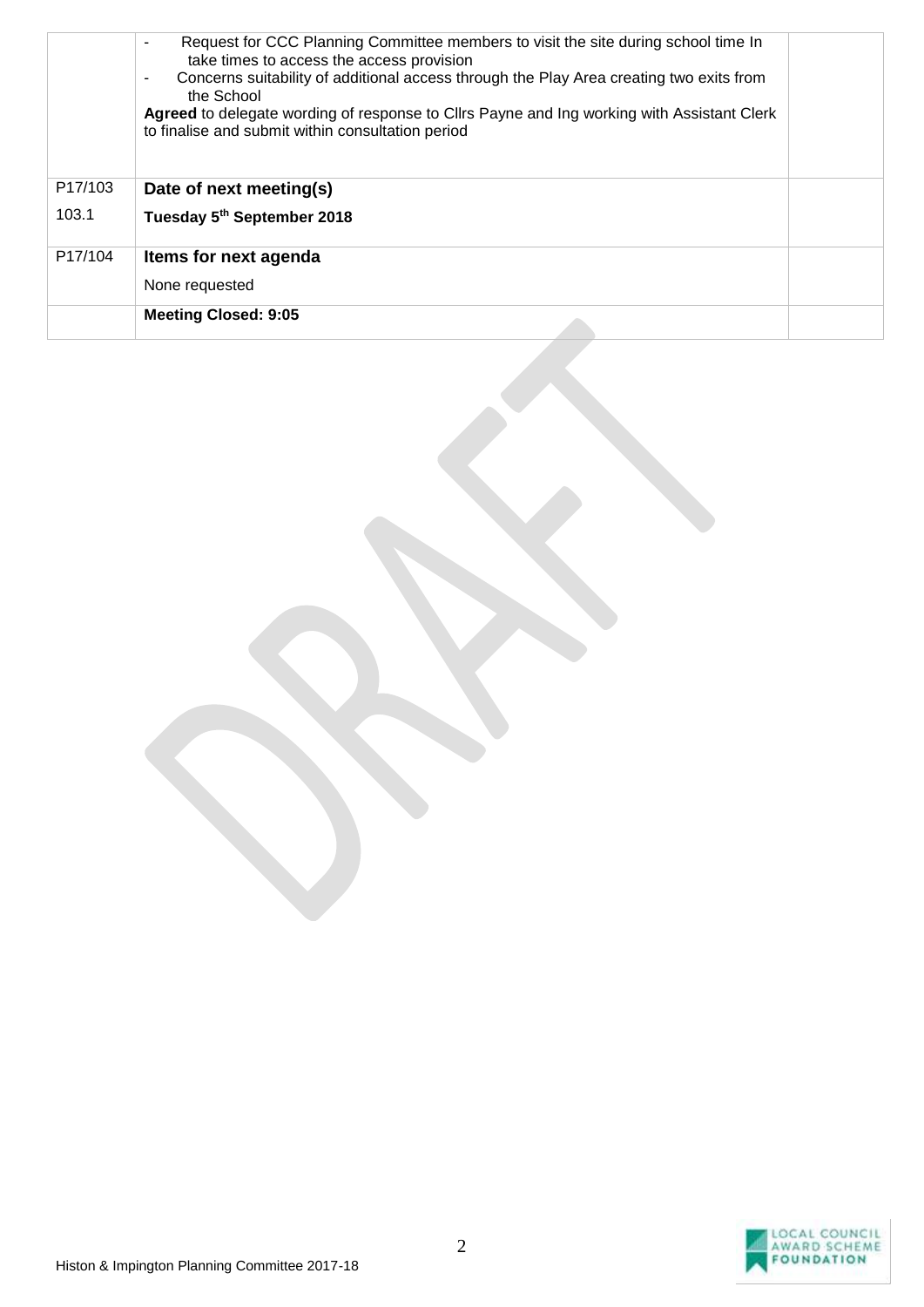| | | |
|---|---|---|
| | - Request for CCC Planning Committee members to visit the site during school time In take times to access the access provision<br>- Concerns suitability of additional access through the Play Area creating two exits from the School<br>**Agreed** to delegate wording of response to Cllrs Payne and Ing working with Assistant Clerk to finalise and submit within consultation period | |
| P17/103<br>103.1 | **Date of next meeting(s)**<br>**Tuesday 5th September 2018** | |
| P17/104 | **Items for next agenda**<br>None requested | |
| | **Meeting Closed: 9:05** | |

DRAFT